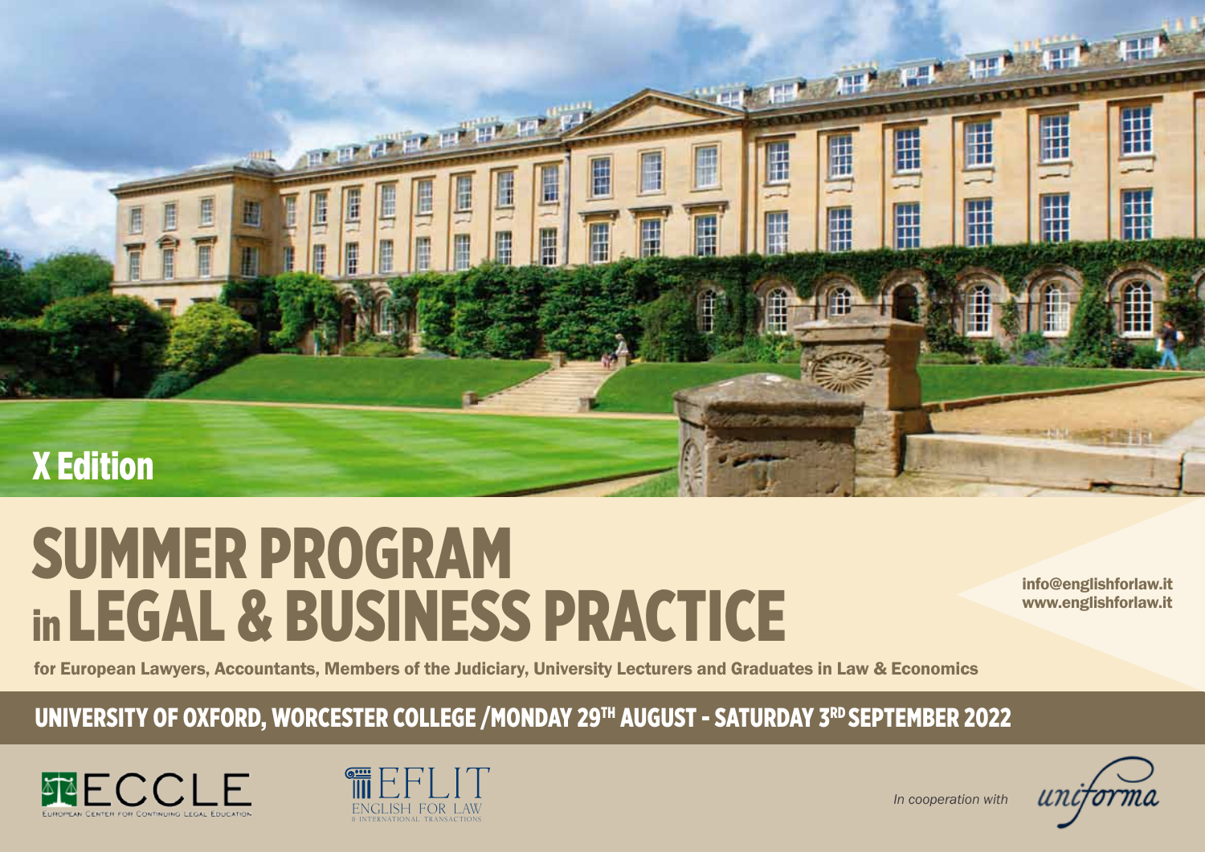X Edition

# SUMMER PROGRAM in LEGAL & BUSINESS PRACTICE

info@englishforlaw.it
www.englishforlaw.it

for European Lawyers, Accountants, Members of the Judiciary, University Lecturers and Graduates in Law & Economics

## UNIVERSITY OF OXFORD, WORCESTER COLLEGE / MONDAY 29TH AUGUST - SATURDAY 3RD SEPTEMBER 2022

ECCLE
European Center for Continuing Legal Education

EFLIT
English for Law & International Transactions

*In cooperation with* uniforma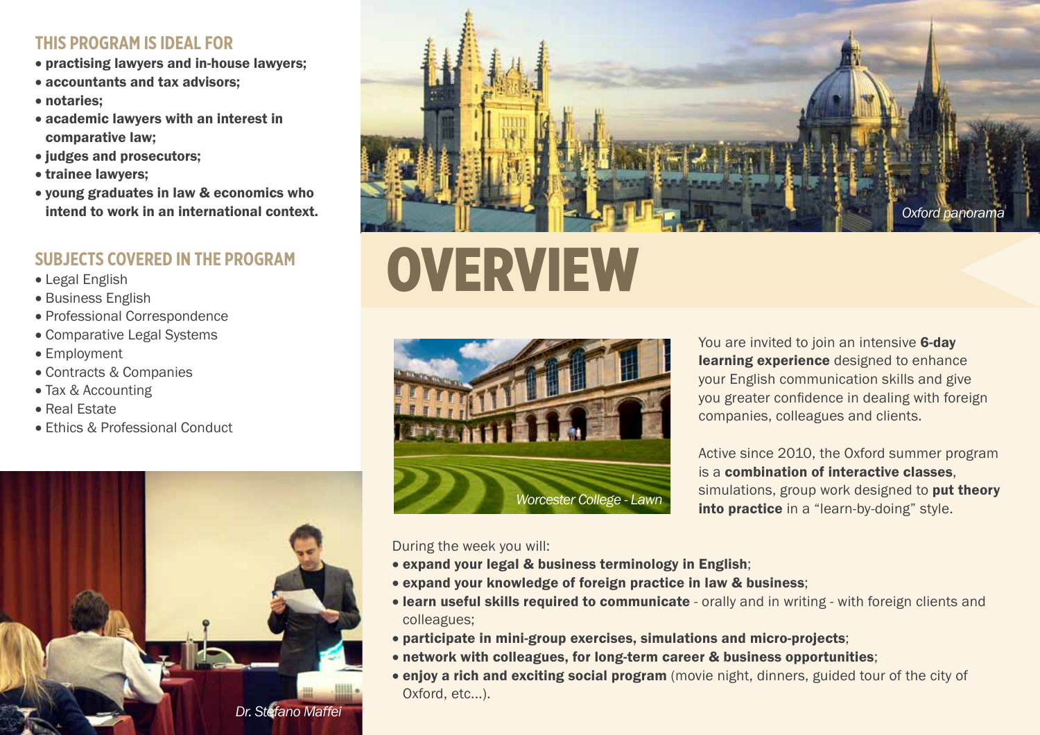## THIS PROGRAM IS IDEAL FOR

- **practising lawyers and in-house lawyers;**
- **accountants and tax advisors;**
- **notaries;**
- **academic lawyers with an interest in comparative law;**
- **judges and prosecutors;**
- **trainee lawyers;**
- **young graduates in law & economics who intend to work in an international context.**

## SUBJECTS COVERED IN THE PROGRAM

- Legal English
- Business English
- Professional Correspondence
- Comparative Legal Systems
- Employment
- Contracts & Companies
- Tax & Accounting
- Real Estate
- Ethics & Professional Conduct

*Dr. Stefano Maffei*

*Oxford panorama*

# OVERVIEW

*Worcester College - Lawn*

You are invited to join an intensive **6-day learning experience** designed to enhance your English communication skills and give you greater confidence in dealing with foreign companies, colleagues and clients.

Active since 2010, the Oxford summer program is a **combination of interactive classes**, simulations, group work designed to **put theory into practice** in a "learn-by-doing" style.

During the week you will:

- **expand your legal & business terminology in English**;
- **expand your knowledge of foreign practice in law & business**;
- **learn useful skills required to communicate** - orally and in writing - with foreign clients and colleagues;
- **participate in mini-group exercises, simulations and micro-projects**;
- **network with colleagues, for long-term career & business opportunities**;
- **enjoy a rich and exciting social program** (movie night, dinners, guided tour of the city of Oxford, etc...).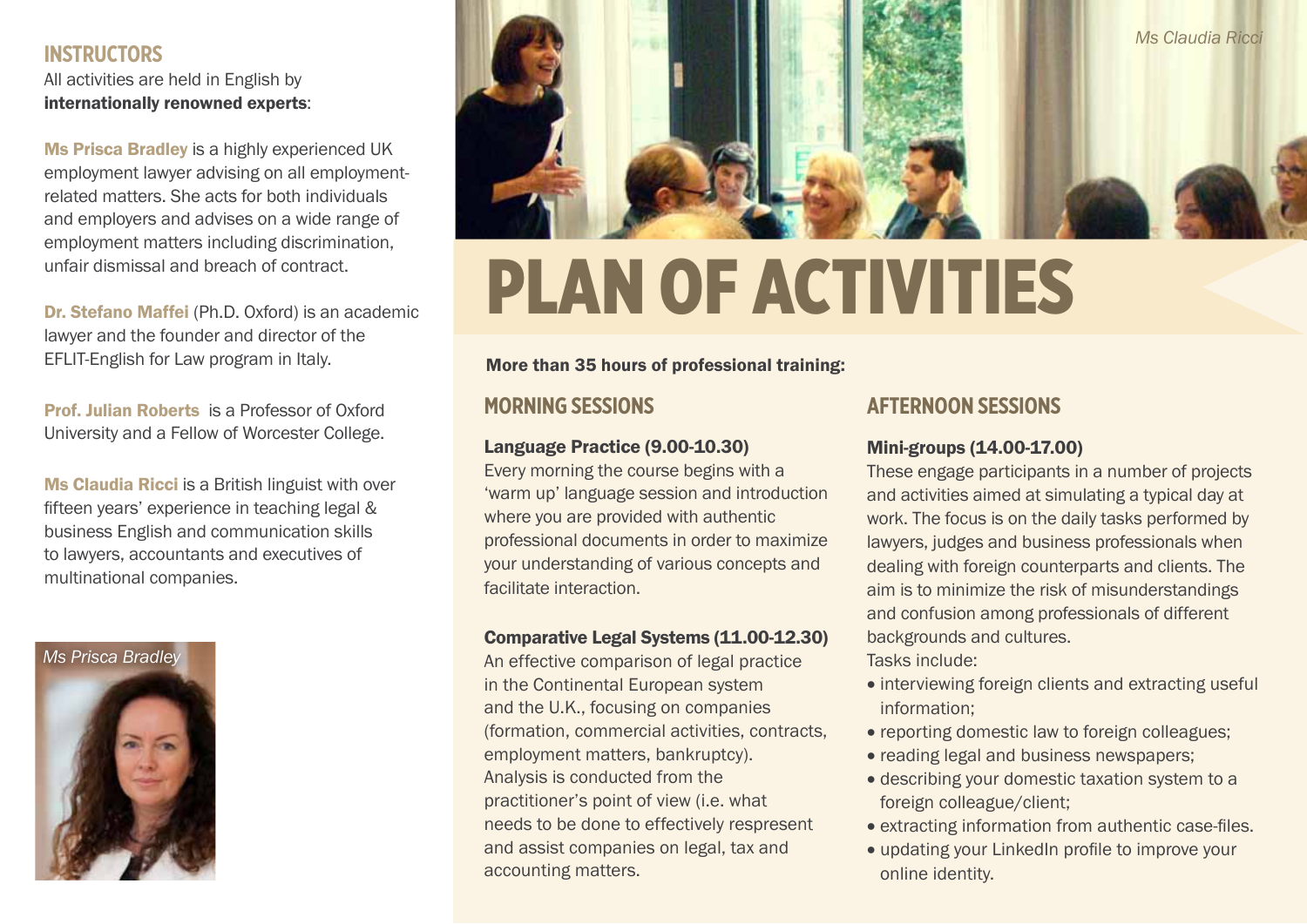## INSTRUCTORS

All activities are held in English by **internationally renowned experts**:

**Ms Prisca Bradley** is a highly experienced UK employment lawyer advising on all employment-related matters. She acts for both individuals and employers and advises on a wide range of employment matters including discrimination, unfair dismissal and breach of contract.

**Dr. Stefano Maffei** (Ph.D. Oxford) is an academic lawyer and the founder and director of the EFLIT-English for Law program in Italy.

**Prof. Julian Roberts** is a Professor of Oxford University and a Fellow of Worcester College.

**Ms Claudia Ricci** is a British linguist with over fifteen years' experience in teaching legal & business English and communication skills to lawyers, accountants and executives of multinational companies.

*Ms Prisca Bradley*

*Ms Claudia Ricci*

# PLAN OF ACTIVITIES

**More than 35 hours of professional training:**

## MORNING SESSIONS

**Language Practice (9.00-10.30)**

Every morning the course begins with a 'warm up' language session and introduction where you are provided with authentic professional documents in order to maximize your understanding of various concepts and facilitate interaction.

**Comparative Legal Systems (11.00-12.30)**

An effective comparison of legal practice in the Continental European system and the U.K., focusing on companies (formation, commercial activities, contracts, employment matters, bankruptcy). Analysis is conducted from the practitioner's point of view (i.e. what needs to be done to effectively respresent and assist companies on legal, tax and accounting matters.

## AFTERNOON SESSIONS

**Mini-groups (14.00-17.00)**

These engage participants in a number of projects and activities aimed at simulating a typical day at work. The focus is on the daily tasks performed by lawyers, judges and business professionals when dealing with foreign counterparts and clients. The aim is to minimize the risk of misunderstandings and confusion among professionals of different backgrounds and cultures.

Tasks include:

- interviewing foreign clients and extracting useful information;
- reporting domestic law to foreign colleagues;
- reading legal and business newspapers;
- describing your domestic taxation system to a foreign colleague/client;
- extracting information from authentic case-files.
- updating your LinkedIn profile to improve your online identity.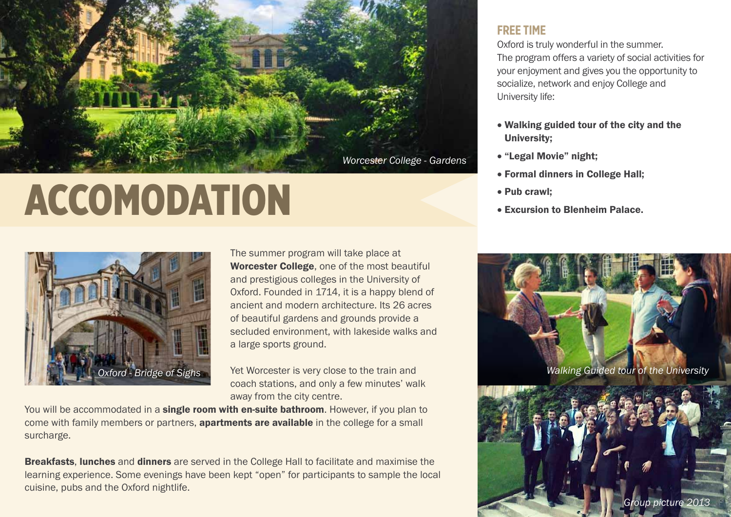# ACCOMODATION

Worcester College - Gardens

Oxford - Bridge of Sighs

The summer program will take place at **Worcester College**, one of the most beautiful and prestigious colleges in the University of Oxford. Founded in 1714, it is a happy blend of ancient and modern architecture. Its 26 acres of beautiful gardens and grounds provide a secluded environment, with lakeside walks and a large sports ground.

Yet Worcester is very close to the train and coach stations, and only a few minutes' walk away from the city centre.

You will be accommodated in a **single room with en-suite bathroom**. However, if you plan to come with family members or partners, **apartments are available** in the college for a small surcharge.

**Breakfasts**, **lunches** and **dinners** are served in the College Hall to facilitate and maximise the learning experience. Some evenings have been kept "open" for participants to sample the local cuisine, pubs and the Oxford nightlife.

## FREE TIME

Oxford is truly wonderful in the summer.
The program offers a variety of social activities for your enjoyment and gives you the opportunity to socialize, network and enjoy College and University life:

- **Walking guided tour of the city and the University;**
- **"Legal Movie" night;**
- **Formal dinners in College Hall;**
- **Pub crawl;**
- **Excursion to Blenheim Palace.**

Walking Guided tour of the University

Group picture 2013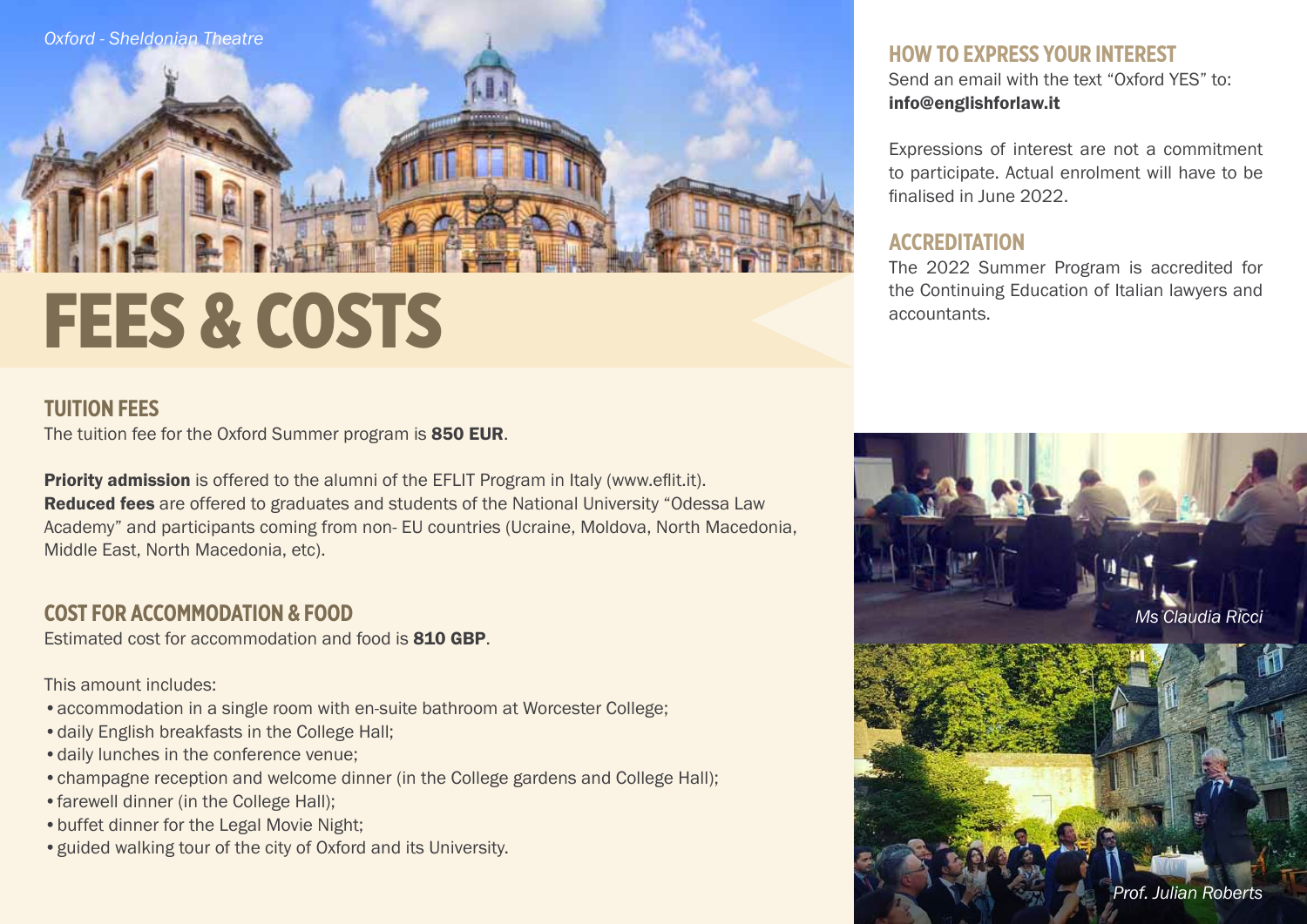*Oxford - Sheldonian Theatre*

# FEES & COSTS

## TUITION FEES

The tuition fee for the Oxford Summer program is **850 EUR**.

**Priority admission** is offered to the alumni of the EFLIT Program in Italy (www.eflit.it).
**Reduced fees** are offered to graduates and students of the National University “Odessa Law Academy” and participants coming from non- EU countries (Ucraine, Moldova, North Macedonia, Middle East, North Macedonia, etc).

## COST FOR ACCOMMODATION & FOOD

Estimated cost for accommodation and food is **810 GBP**.

This amount includes:

- accommodation in a single room with en-suite bathroom at Worcester College;
- daily English breakfasts in the College Hall;
- daily lunches in the conference venue;
- champagne reception and welcome dinner (in the College gardens and College Hall);
- farewell dinner (in the College Hall);
- buffet dinner for the Legal Movie Night;
- guided walking tour of the city of Oxford and its University.

## HOW TO EXPRESS YOUR INTEREST

Send an email with the text “Oxford YES” to:
**info@englishforlaw.it**

Expressions of interest are not a commitment to participate. Actual enrolment will have to be finalised in June 2022.

## ACCREDITATION

The 2022 Summer Program is accredited for the Continuing Education of Italian lawyers and accountants.

*Ms Claudia Ricci*

*Prof. Julian Roberts*